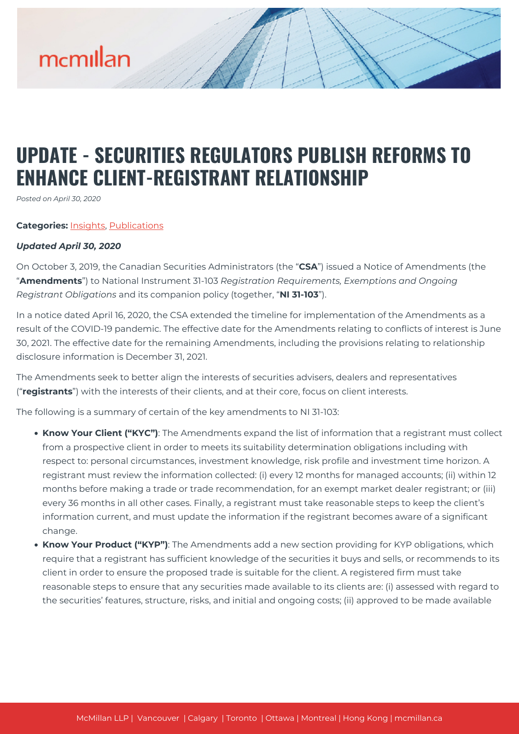# UPDATE - SECURITIES REGULATORS PUBLISH REFORMS TO ENHANCE CLIENT-REGISTRANT RELATIONSHIP

*Posted on April 30, 2020*

**Categories:** Insights, Publications

***Updated April 30, 2020***

On October 3, 2019, the Canadian Securities Administrators (the "**CSA**") issued a Notice of Amendments (the "**Amendments**") to National Instrument 31-103 *Registration Requirements, Exemptions and Ongoing Registrant Obligations* and its companion policy (together, "**NI 31-103**").

In a notice dated April 16, 2020, the CSA extended the timeline for implementation of the Amendments as a result of the COVID-19 pandemic. The effective date for the Amendments relating to conflicts of interest is June 30, 2021. The effective date for the remaining Amendments, including the provisions relating to relationship disclosure information is December 31, 2021.

The Amendments seek to better align the interests of securities advisers, dealers and representatives ("**registrants**") with the interests of their clients, and at their core, focus on client interests.

The following is a summary of certain of the key amendments to NI 31-103:

- **Know Your Client ("KYC")**: The Amendments expand the list of information that a registrant must collect from a prospective client in order to meets its suitability determination obligations including with respect to: personal circumstances, investment knowledge, risk profile and investment time horizon. A registrant must review the information collected: (i) every 12 months for managed accounts; (ii) within 12 months before making a trade or trade recommendation, for an exempt market dealer registrant; or (iii) every 36 months in all other cases. Finally, a registrant must take reasonable steps to keep the client's information current, and must update the information if the registrant becomes aware of a significant change.
- **Know Your Product ("KYP")**: The Amendments add a new section providing for KYP obligations, which require that a registrant has sufficient knowledge of the securities it buys and sells, or recommends to its client in order to ensure the proposed trade is suitable for the client. A registered firm must take reasonable steps to ensure that any securities made available to its clients are: (i) assessed with regard to the securities' features, structure, risks, and initial and ongoing costs; (ii) approved to be made available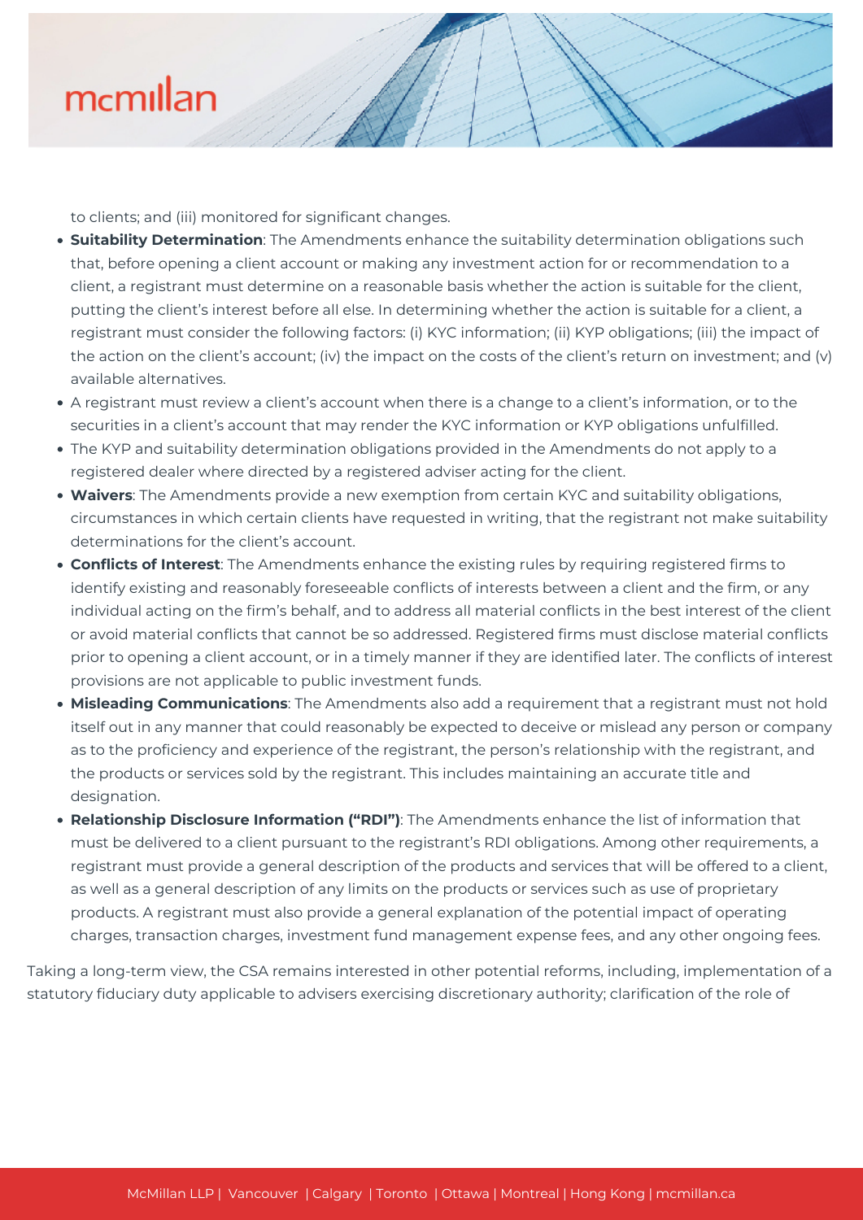to clients; and (iii) monitored for significant changes.

- **Suitability Determination**: The Amendments enhance the suitability determination obligations such that, before opening a client account or making any investment action for or recommendation to a client, a registrant must determine on a reasonable basis whether the action is suitable for the client, putting the client's interest before all else. In determining whether the action is suitable for a client, a registrant must consider the following factors: (i) KYC information; (ii) KYP obligations; (iii) the impact of the action on the client's account; (iv) the impact on the costs of the client's return on investment; and (v) available alternatives.
- A registrant must review a client's account when there is a change to a client's information, or to the securities in a client's account that may render the KYC information or KYP obligations unfulfilled.
- The KYP and suitability determination obligations provided in the Amendments do not apply to a registered dealer where directed by a registered adviser acting for the client.
- **Waivers**: The Amendments provide a new exemption from certain KYC and suitability obligations, circumstances in which certain clients have requested in writing, that the registrant not make suitability determinations for the client's account.
- **Conflicts of Interest**: The Amendments enhance the existing rules by requiring registered firms to identify existing and reasonably foreseeable conflicts of interests between a client and the firm, or any individual acting on the firm's behalf, and to address all material conflicts in the best interest of the client or avoid material conflicts that cannot be so addressed. Registered firms must disclose material conflicts prior to opening a client account, or in a timely manner if they are identified later. The conflicts of interest provisions are not applicable to public investment funds.
- **Misleading Communications**: The Amendments also add a requirement that a registrant must not hold itself out in any manner that could reasonably be expected to deceive or mislead any person or company as to the proficiency and experience of the registrant, the person's relationship with the registrant, and the products or services sold by the registrant. This includes maintaining an accurate title and designation.
- **Relationship Disclosure Information ("RDI")**: The Amendments enhance the list of information that must be delivered to a client pursuant to the registrant's RDI obligations. Among other requirements, a registrant must provide a general description of the products and services that will be offered to a client, as well as a general description of any limits on the products or services such as use of proprietary products. A registrant must also provide a general explanation of the potential impact of operating charges, transaction charges, investment fund management expense fees, and any other ongoing fees.

Taking a long-term view, the CSA remains interested in other potential reforms, including, implementation of a statutory fiduciary duty applicable to advisers exercising discretionary authority; clarification of the role of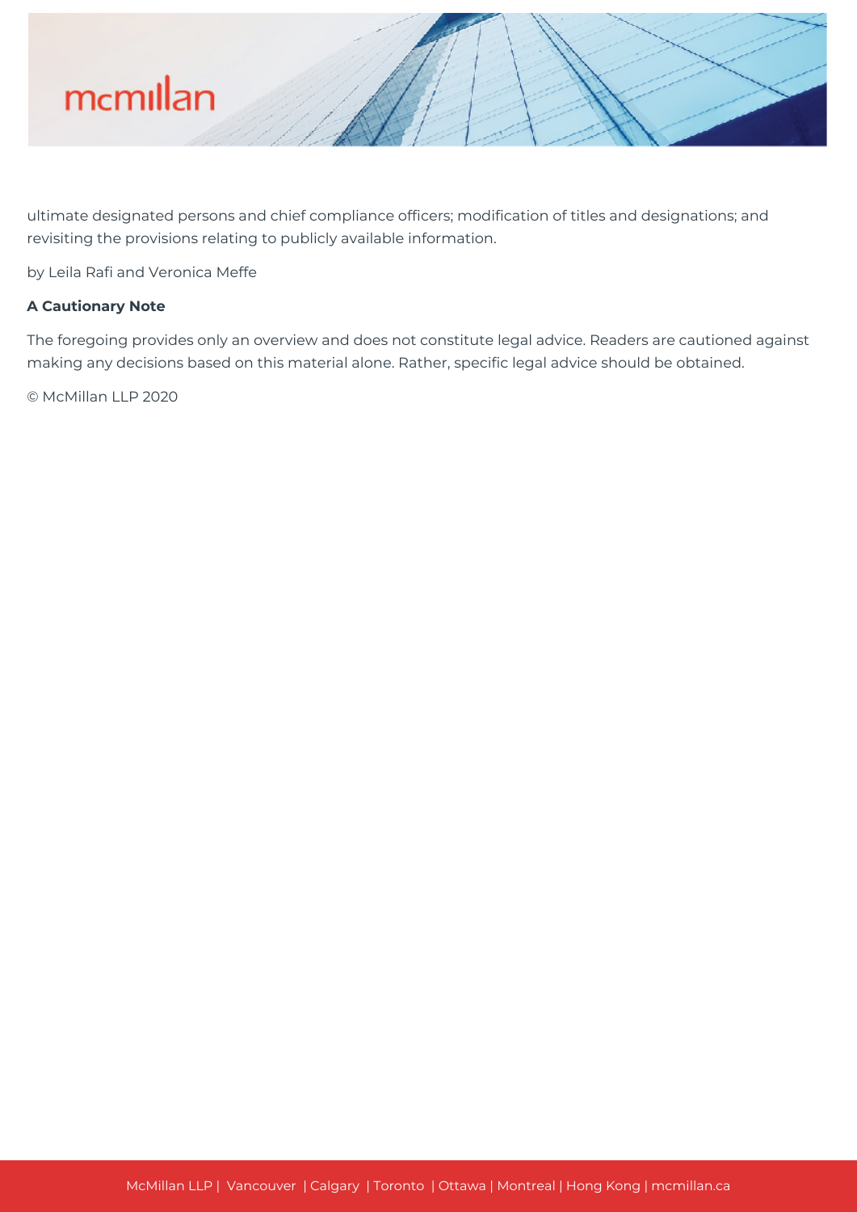ultimate designated persons and chief compliance officers; modification of titles and designations; and revisiting the provisions relating to publicly available information.

by Leila Rafi and Veronica Meffe

**A Cautionary Note**

The foregoing provides only an overview and does not constitute legal advice. Readers are cautioned against making any decisions based on this material alone. Rather, specific legal advice should be obtained.

© McMillan LLP 2020